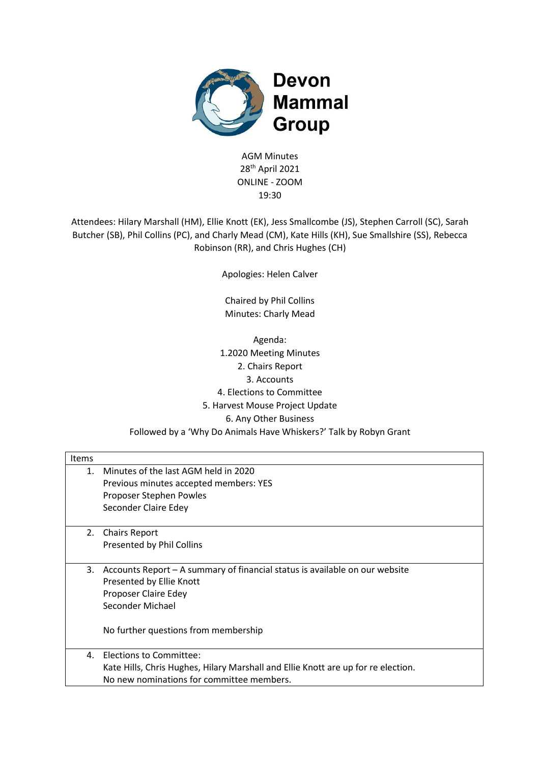# Devon Mammal Group

AGM Minutes
28th April 2021
ONLINE - ZOOM
19:30

Attendees: Hilary Marshall (HM), Ellie Knott (EK), Jess Smallcombe (JS), Stephen Carroll (SC), Sarah Butcher (SB), Phil Collins (PC), and Charly Mead (CM), Kate Hills (KH), Sue Smallshire (SS), Rebecca Robinson (RR), and Chris Hughes (CH)

Apologies: Helen Calver

Chaired by Phil Collins
Minutes: Charly Mead

Agenda:
1. 2020 Meeting Minutes
2. Chairs Report
3. Accounts
4. Elections to Committee
5. Harvest Mouse Project Update
6. Any Other Business

Followed by a 'Why Do Animals Have Whiskers?' Talk by Robyn Grant

| Items | |
|---|---|
| 1. | Minutes of the last AGM held in 2020<br>Previous minutes accepted members: YES<br>Proposer Stephen Powles<br>Seconder Claire Edey |
| 2. | Chairs Report<br>Presented by Phil Collins |
| 3. | Accounts Report – A summary of financial status is available on our website<br>Presented by Ellie Knott<br>Proposer Claire Edey<br>Seconder Michael<br><br>No further questions from membership |
| 4. | Elections to Committee:<br>Kate Hills, Chris Hughes, Hilary Marshall and Ellie Knott are up for re election.<br>No new nominations for committee members. |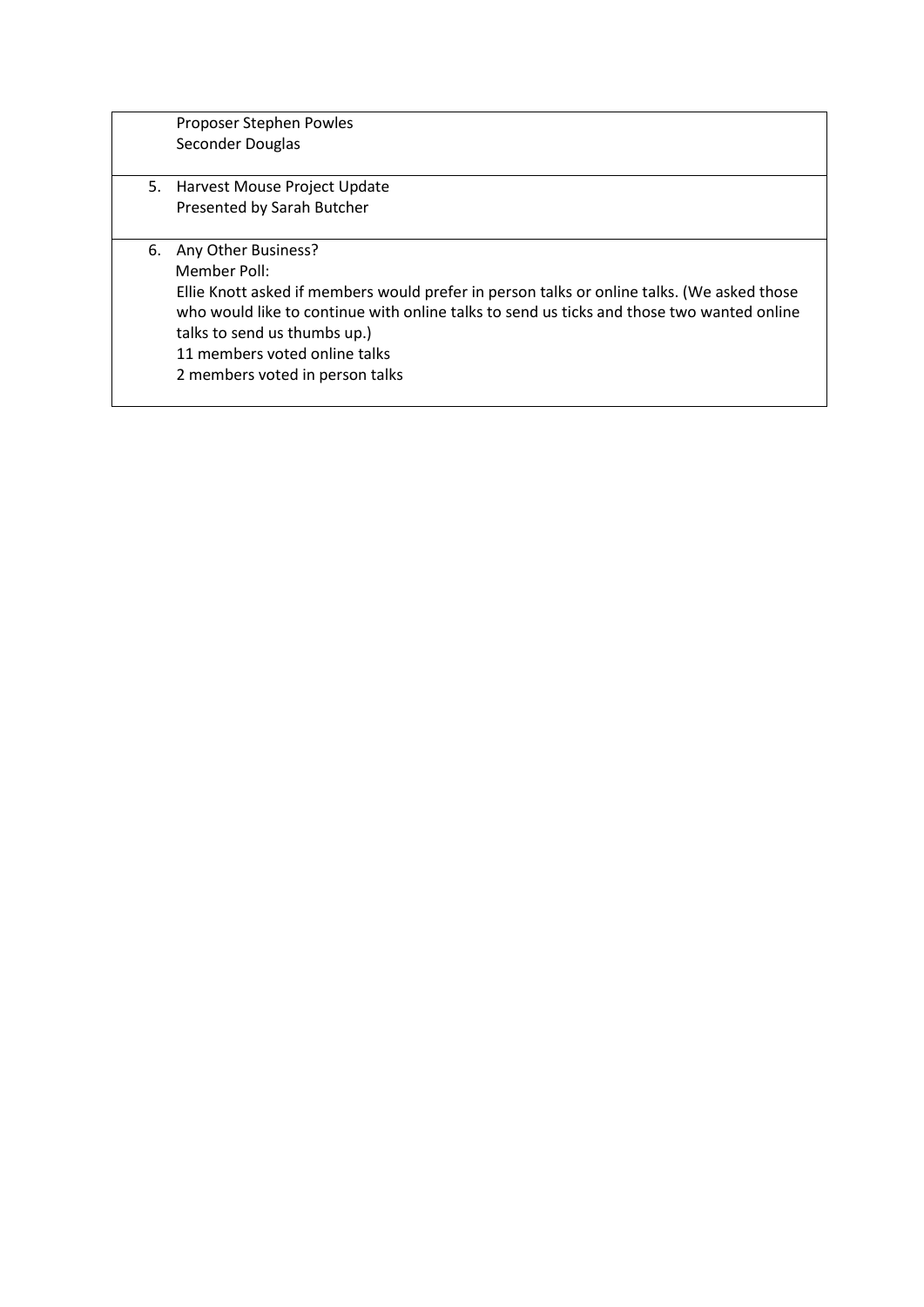Proposer Stephen Powles
Seconder Douglas

5. Harvest Mouse Project Update
   Presented by Sarah Butcher

6. Any Other Business?
   Member Poll:
   Ellie Knott asked if members would prefer in person talks or online talks. (We asked those who would like to continue with online talks to send us ticks and those two wanted online talks to send us thumbs up.)
   11 members voted online talks
   2 members voted in person talks